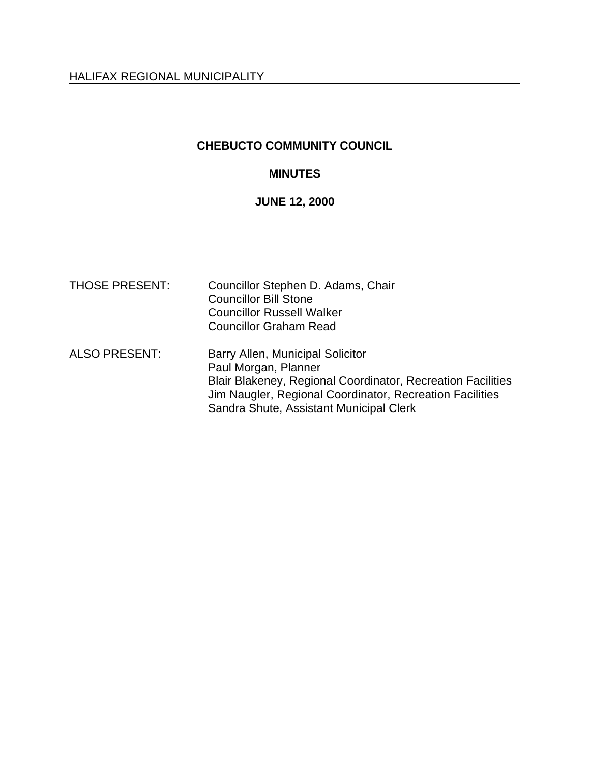HALIFAX REGIONAL MUNICIPALITY

# CHEBUCTO COMMUNITY COUNCIL

## MINUTES

## JUNE 12, 2000

| | |
|---|---|
| THOSE PRESENT: | Councillor Stephen D. Adams, Chair<br>Councillor Bill Stone<br>Councillor Russell Walker<br>Councillor Graham Read |
| ALSO PRESENT: | Barry Allen, Municipal Solicitor<br>Paul Morgan, Planner<br>Blair Blakeney, Regional Coordinator, Recreation Facilities<br>Jim Naugler, Regional Coordinator, Recreation Facilities<br>Sandra Shute, Assistant Municipal Clerk |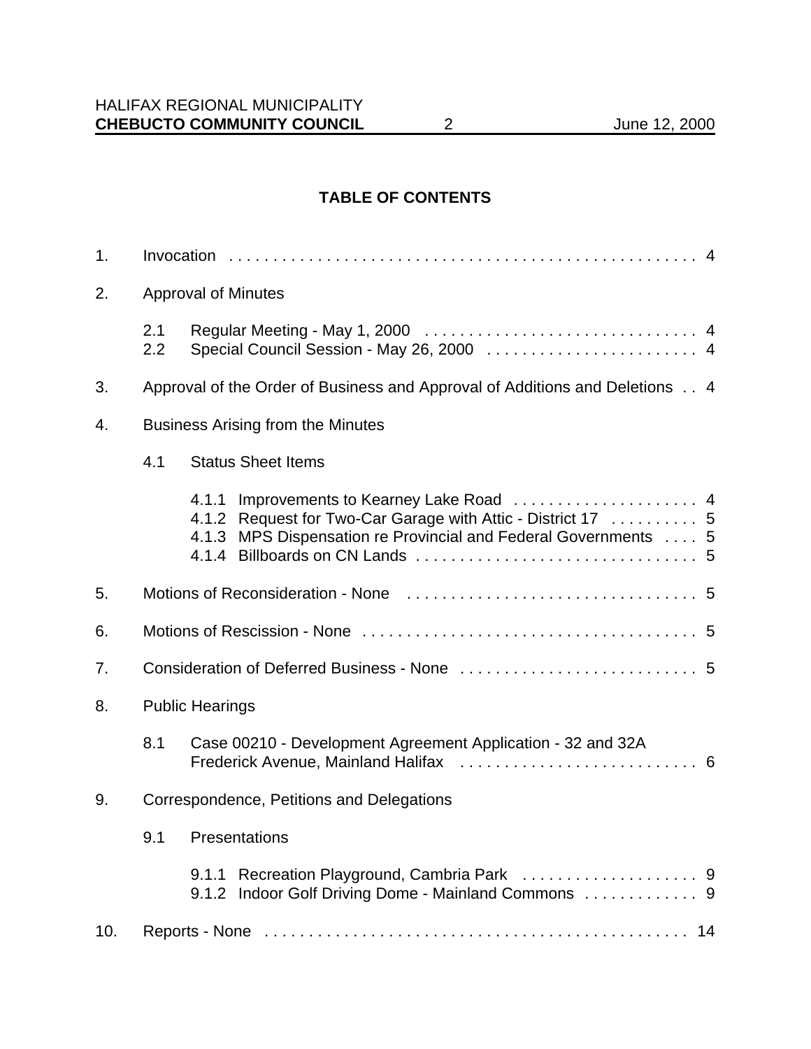## TABLE OF CONTENTS

1. Invocation . . . . . . . . . . . . . . . . . . . . . . . . . . . . . . . . . . . . . . . . . . . . . . . . . . . . 4

2. Approval of Minutes

   2.1 Regular Meeting - May 1, 2000 . . . . . . . . . . . . . . . . . . . . . . . . . . . . . . . 4
   2.2 Special Council Session - May 26, 2000 . . . . . . . . . . . . . . . . . . . . . . . . 4

3. Approval of the Order of Business and Approval of Additions and Deletions . . 4

4. Business Arising from the Minutes

   4.1 Status Sheet Items

      4.1.1 Improvements to Kearney Lake Road . . . . . . . . . . . . . . . . . . . . . 4
      4.1.2 Request for Two-Car Garage with Attic - District 17 . . . . . . . . . . 5
      4.1.3 MPS Dispensation re Provincial and Federal Governments . . . . 5
      4.1.4 Billboards on CN Lands . . . . . . . . . . . . . . . . . . . . . . . . . . . . . . . 5

5. Motions of Reconsideration - None . . . . . . . . . . . . . . . . . . . . . . . . . . . . . . . . . 5

6. Motions of Rescission - None . . . . . . . . . . . . . . . . . . . . . . . . . . . . . . . . . . . . . . 5

7. Consideration of Deferred Business - None . . . . . . . . . . . . . . . . . . . . . . . . . . . 5

8. Public Hearings

   8.1 Case 00210 - Development Agreement Application - 32 and 32A Frederick Avenue, Mainland Halifax . . . . . . . . . . . . . . . . . . . . . . . . . . . 6

9. Correspondence, Petitions and Delegations

   9.1 Presentations

      9.1.1 Recreation Playground, Cambria Park . . . . . . . . . . . . . . . . . . . . 9
      9.1.2 Indoor Golf Driving Dome - Mainland Commons . . . . . . . . . . . . . 9

10. Reports - None . . . . . . . . . . . . . . . . . . . . . . . . . . . . . . . . . . . . . . . . . . . . . . . . 14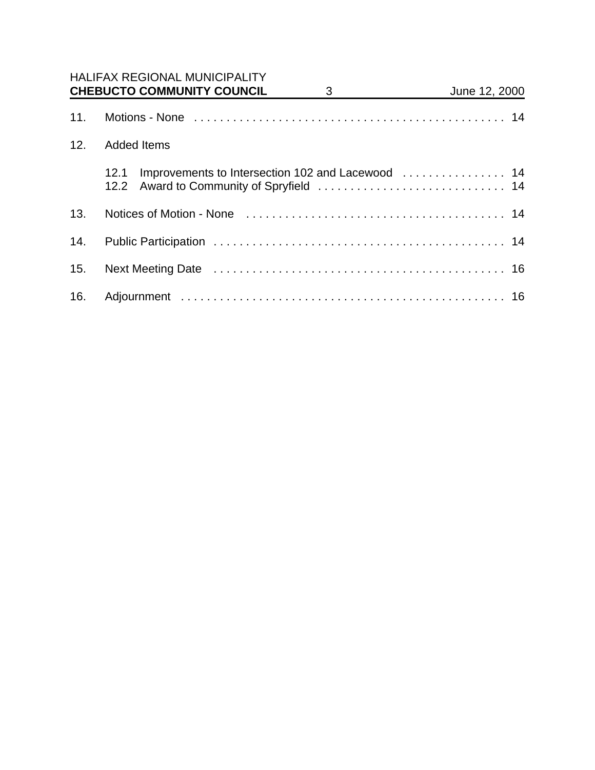11. Motions - None . . . . . . . . . . . . . . . . . . . . . . . . . . . . . . . . . . . . . . . . . . . . . . . . 14

12. Added Items

    12.1 Improvements to Intersection 102 and Lacewood . . . . . . . . . . . . . . . . 14
    12.2 Award to Community of Spryfield . . . . . . . . . . . . . . . . . . . . . . . . . . . . . 14

13. Notices of Motion - None . . . . . . . . . . . . . . . . . . . . . . . . . . . . . . . . . . . . . . . . 14

14. Public Participation . . . . . . . . . . . . . . . . . . . . . . . . . . . . . . . . . . . . . . . . . . . . . 14

15. Next Meeting Date . . . . . . . . . . . . . . . . . . . . . . . . . . . . . . . . . . . . . . . . . . . . . 16

16. Adjournment . . . . . . . . . . . . . . . . . . . . . . . . . . . . . . . . . . . . . . . . . . . . . . . . . . 16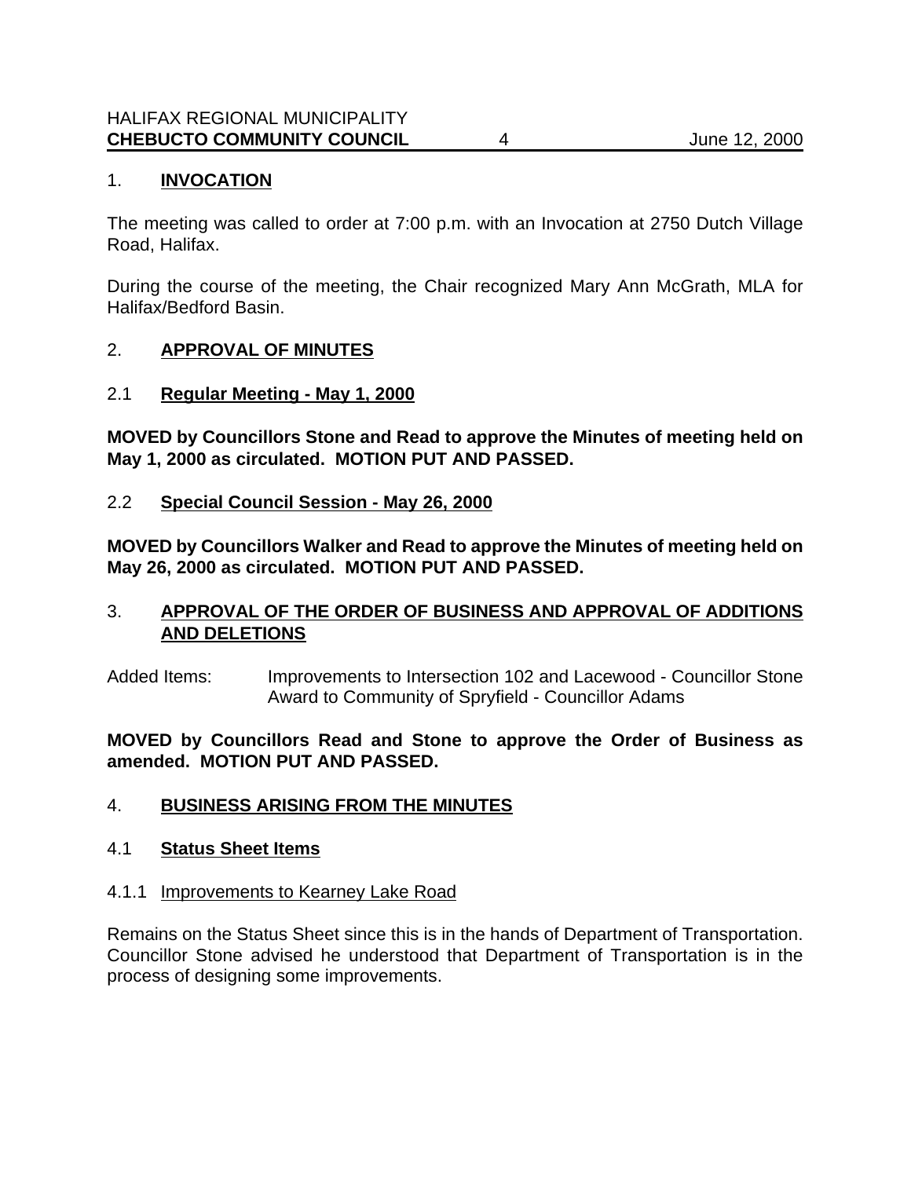## 1. INVOCATION

The meeting was called to order at 7:00 p.m. with an Invocation at 2750 Dutch Village Road, Halifax.

During the course of the meeting, the Chair recognized Mary Ann McGrath, MLA for Halifax/Bedford Basin.

## 2. APPROVAL OF MINUTES

### 2.1 Regular Meeting - May 1, 2000

**MOVED by Councillors Stone and Read to approve the Minutes of meeting held on May 1, 2000 as circulated. MOTION PUT AND PASSED.**

### 2.2 Special Council Session - May 26, 2000

**MOVED by Councillors Walker and Read to approve the Minutes of meeting held on May 26, 2000 as circulated. MOTION PUT AND PASSED.**

## 3. APPROVAL OF THE ORDER OF BUSINESS AND APPROVAL OF ADDITIONS AND DELETIONS

Added Items: Improvements to Intersection 102 and Lacewood - Councillor Stone
Award to Community of Spryfield - Councillor Adams

**MOVED by Councillors Read and Stone to approve the Order of Business as amended. MOTION PUT AND PASSED.**

## 4. BUSINESS ARISING FROM THE MINUTES

### 4.1 Status Sheet Items

#### 4.1.1 Improvements to Kearney Lake Road

Remains on the Status Sheet since this is in the hands of Department of Transportation. Councillor Stone advised he understood that Department of Transportation is in the process of designing some improvements.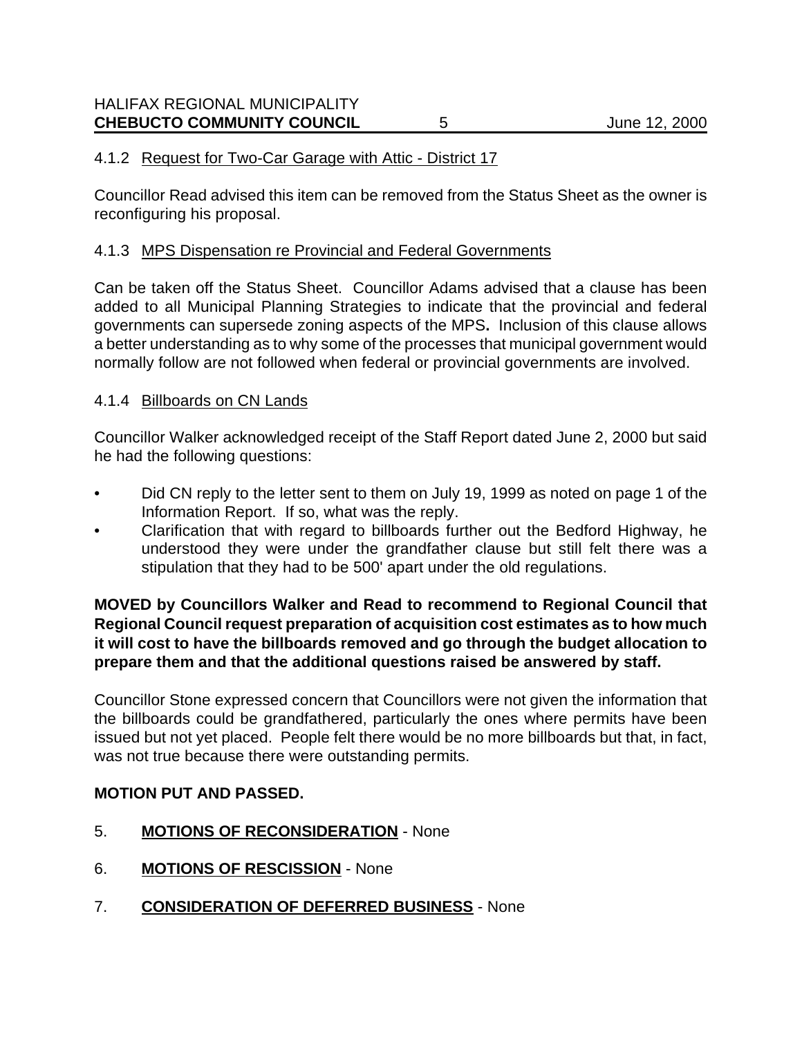4.1.2 <u>Request for Two-Car Garage with Attic - District 17</u>

Councillor Read advised this item can be removed from the Status Sheet as the owner is reconfiguring his proposal.

4.1.3 <u>MPS Dispensation re Provincial and Federal Governments</u>

Can be taken off the Status Sheet. Councillor Adams advised that a clause has been added to all Municipal Planning Strategies to indicate that the provincial and federal governments can supersede zoning aspects of the MPS**.** Inclusion of this clause allows a better understanding as to why some of the processes that municipal government would normally follow are not followed when federal or provincial governments are involved.

4.1.4 <u>Billboards on CN Lands</u>

Councillor Walker acknowledged receipt of the Staff Report dated June 2, 2000 but said he had the following questions:

- Did CN reply to the letter sent to them on July 19, 1999 as noted on page 1 of the Information Report. If so, what was the reply.
- Clarification that with regard to billboards further out the Bedford Highway, he understood they were under the grandfather clause but still felt there was a stipulation that they had to be 500' apart under the old regulations.

**MOVED by Councillors Walker and Read to recommend to Regional Council that Regional Council request preparation of acquisition cost estimates as to how much it will cost to have the billboards removed and go through the budget allocation to prepare them and that the additional questions raised be answered by staff.**

Councillor Stone expressed concern that Councillors were not given the information that the billboards could be grandfathered, particularly the ones where permits have been issued but not yet placed. People felt there would be no more billboards but that, in fact, was not true because there were outstanding permits.

**MOTION PUT AND PASSED.**

5. **<u>MOTIONS OF RECONSIDERATION</u>** - None

6. **<u>MOTIONS OF RESCISSION</u>** - None

7. **<u>CONSIDERATION OF DEFERRED BUSINESS</u>** - None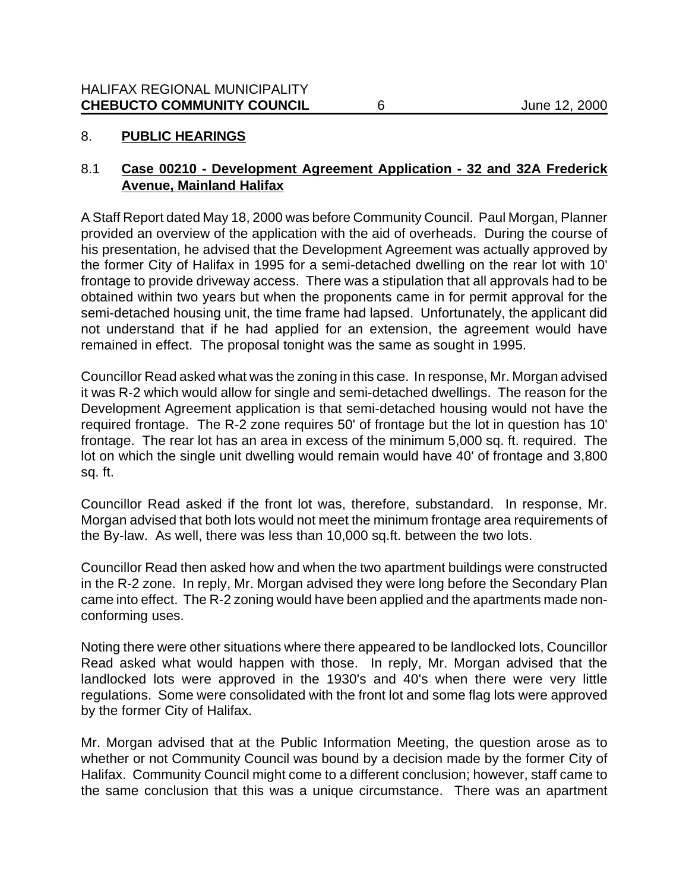## 8. PUBLIC HEARINGS

### 8.1 Case 00210 - Development Agreement Application - 32 and 32A Frederick Avenue, Mainland Halifax

A Staff Report dated May 18, 2000 was before Community Council. Paul Morgan, Planner provided an overview of the application with the aid of overheads. During the course of his presentation, he advised that the Development Agreement was actually approved by the former City of Halifax in 1995 for a semi-detached dwelling on the rear lot with 10' frontage to provide driveway access. There was a stipulation that all approvals had to be obtained within two years but when the proponents came in for permit approval for the semi-detached housing unit, the time frame had lapsed. Unfortunately, the applicant did not understand that if he had applied for an extension, the agreement would have remained in effect. The proposal tonight was the same as sought in 1995.

Councillor Read asked what was the zoning in this case. In response, Mr. Morgan advised it was R-2 which would allow for single and semi-detached dwellings. The reason for the Development Agreement application is that semi-detached housing would not have the required frontage. The R-2 zone requires 50' of frontage but the lot in question has 10' frontage. The rear lot has an area in excess of the minimum 5,000 sq. ft. required. The lot on which the single unit dwelling would remain would have 40' of frontage and 3,800 sq. ft.

Councillor Read asked if the front lot was, therefore, substandard. In response, Mr. Morgan advised that both lots would not meet the minimum frontage area requirements of the By-law. As well, there was less than 10,000 sq.ft. between the two lots.

Councillor Read then asked how and when the two apartment buildings were constructed in the R-2 zone. In reply, Mr. Morgan advised they were long before the Secondary Plan came into effect. The R-2 zoning would have been applied and the apartments made non-conforming uses.

Noting there were other situations where there appeared to be landlocked lots, Councillor Read asked what would happen with those. In reply, Mr. Morgan advised that the landlocked lots were approved in the 1930's and 40's when there were very little regulations. Some were consolidated with the front lot and some flag lots were approved by the former City of Halifax.

Mr. Morgan advised that at the Public Information Meeting, the question arose as to whether or not Community Council was bound by a decision made by the former City of Halifax. Community Council might come to a different conclusion; however, staff came to the same conclusion that this was a unique circumstance. There was an apartment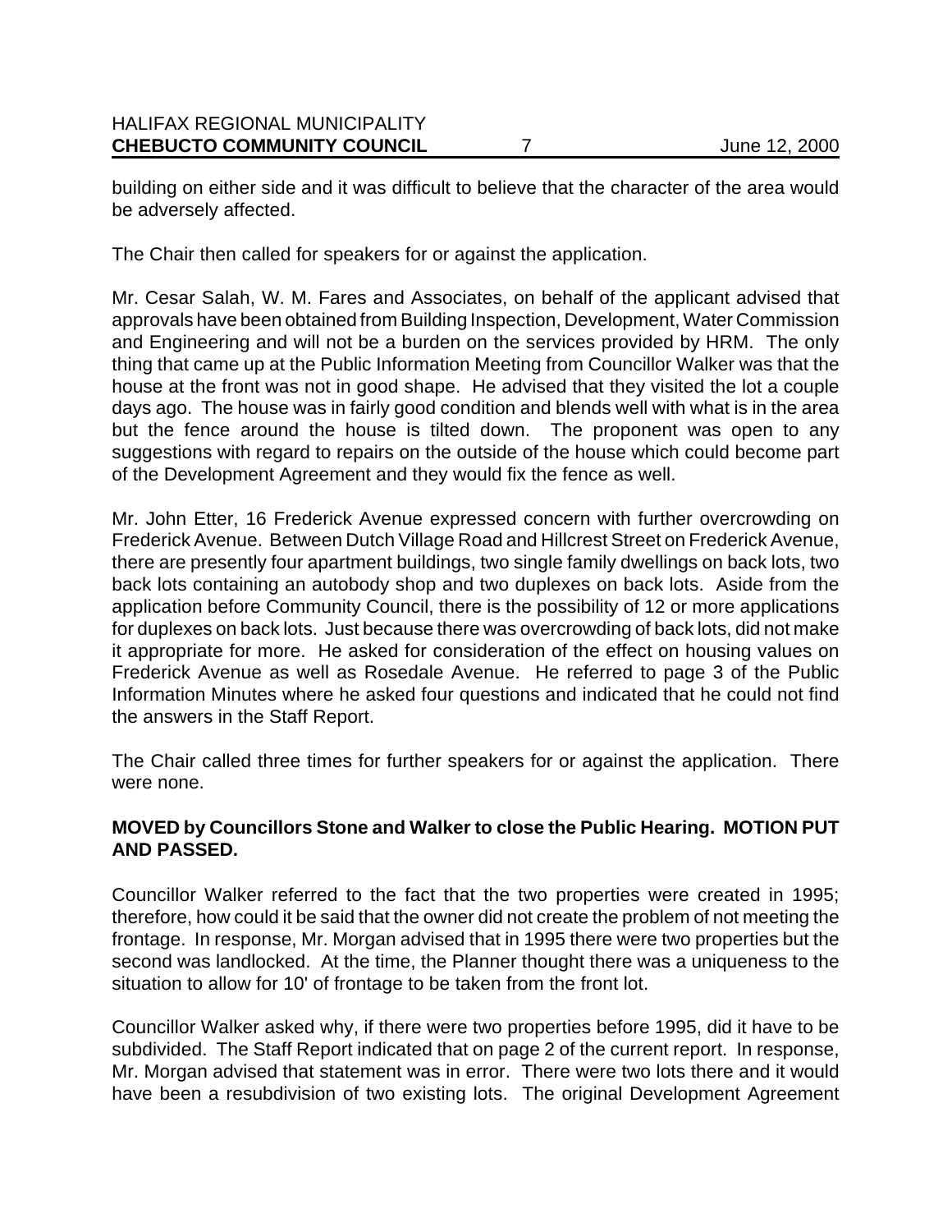building on either side and it was difficult to believe that the character of the area would be adversely affected.

The Chair then called for speakers for or against the application.

Mr. Cesar Salah, W. M. Fares and Associates, on behalf of the applicant advised that approvals have been obtained from Building Inspection, Development, Water Commission and Engineering and will not be a burden on the services provided by HRM. The only thing that came up at the Public Information Meeting from Councillor Walker was that the house at the front was not in good shape. He advised that they visited the lot a couple days ago. The house was in fairly good condition and blends well with what is in the area but the fence around the house is tilted down. The proponent was open to any suggestions with regard to repairs on the outside of the house which could become part of the Development Agreement and they would fix the fence as well.

Mr. John Etter, 16 Frederick Avenue expressed concern with further overcrowding on Frederick Avenue. Between Dutch Village Road and Hillcrest Street on Frederick Avenue, there are presently four apartment buildings, two single family dwellings on back lots, two back lots containing an autobody shop and two duplexes on back lots. Aside from the application before Community Council, there is the possibility of 12 or more applications for duplexes on back lots. Just because there was overcrowding of back lots, did not make it appropriate for more. He asked for consideration of the effect on housing values on Frederick Avenue as well as Rosedale Avenue. He referred to page 3 of the Public Information Minutes where he asked four questions and indicated that he could not find the answers in the Staff Report.

The Chair called three times for further speakers for or against the application. There were none.

**MOVED by Councillors Stone and Walker to close the Public Hearing. MOTION PUT AND PASSED.**

Councillor Walker referred to the fact that the two properties were created in 1995; therefore, how could it be said that the owner did not create the problem of not meeting the frontage. In response, Mr. Morgan advised that in 1995 there were two properties but the second was landlocked. At the time, the Planner thought there was a uniqueness to the situation to allow for 10' of frontage to be taken from the front lot.

Councillor Walker asked why, if there were two properties before 1995, did it have to be subdivided. The Staff Report indicated that on page 2 of the current report. In response, Mr. Morgan advised that statement was in error. There were two lots there and it would have been a resubdivision of two existing lots. The original Development Agreement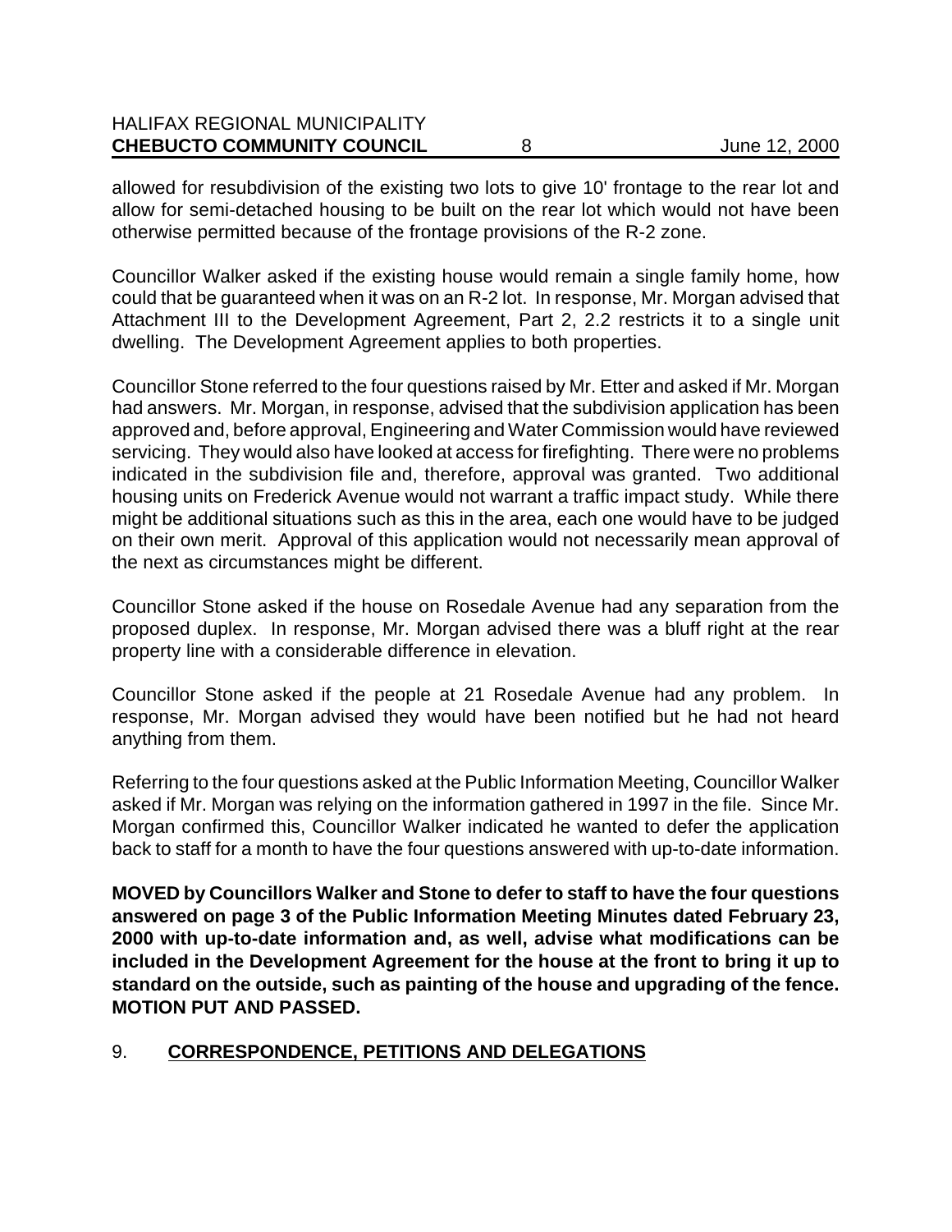allowed for resubdivision of the existing two lots to give 10' frontage to the rear lot and allow for semi-detached housing to be built on the rear lot which would not have been otherwise permitted because of the frontage provisions of the R-2 zone.

Councillor Walker asked if the existing house would remain a single family home, how could that be guaranteed when it was on an R-2 lot. In response, Mr. Morgan advised that Attachment III to the Development Agreement, Part 2, 2.2 restricts it to a single unit dwelling. The Development Agreement applies to both properties.

Councillor Stone referred to the four questions raised by Mr. Etter and asked if Mr. Morgan had answers. Mr. Morgan, in response, advised that the subdivision application has been approved and, before approval, Engineering and Water Commission would have reviewed servicing. They would also have looked at access for firefighting. There were no problems indicated in the subdivision file and, therefore, approval was granted. Two additional housing units on Frederick Avenue would not warrant a traffic impact study. While there might be additional situations such as this in the area, each one would have to be judged on their own merit. Approval of this application would not necessarily mean approval of the next as circumstances might be different.

Councillor Stone asked if the house on Rosedale Avenue had any separation from the proposed duplex. In response, Mr. Morgan advised there was a bluff right at the rear property line with a considerable difference in elevation.

Councillor Stone asked if the people at 21 Rosedale Avenue had any problem. In response, Mr. Morgan advised they would have been notified but he had not heard anything from them.

Referring to the four questions asked at the Public Information Meeting, Councillor Walker asked if Mr. Morgan was relying on the information gathered in 1997 in the file. Since Mr. Morgan confirmed this, Councillor Walker indicated he wanted to defer the application back to staff for a month to have the four questions answered with up-to-date information.

**MOVED by Councillors Walker and Stone to defer to staff to have the four questions answered on page 3 of the Public Information Meeting Minutes dated February 23, 2000 with up-to-date information and, as well, advise what modifications can be included in the Development Agreement for the house at the front to bring it up to standard on the outside, such as painting of the house and upgrading of the fence. MOTION PUT AND PASSED.**

## 9. CORRESPONDENCE, PETITIONS AND DELEGATIONS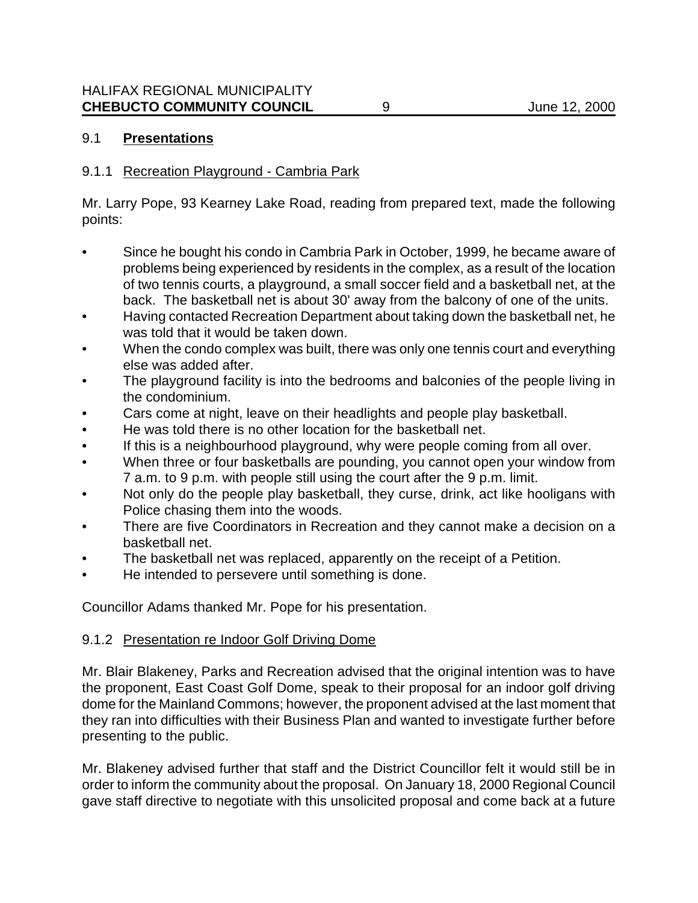## 9.1 **Presentations**

### 9.1.1 Recreation Playground - Cambria Park

Mr. Larry Pope, 93 Kearney Lake Road, reading from prepared text, made the following points:

- Since he bought his condo in Cambria Park in October, 1999, he became aware of problems being experienced by residents in the complex, as a result of the location of two tennis courts, a playground, a small soccer field and a basketball net, at the back. The basketball net is about 30' away from the balcony of one of the units.
- Having contacted Recreation Department about taking down the basketball net, he was told that it would be taken down.
- When the condo complex was built, there was only one tennis court and everything else was added after.
- The playground facility is into the bedrooms and balconies of the people living in the condominium.
- Cars come at night, leave on their headlights and people play basketball.
- He was told there is no other location for the basketball net.
- If this is a neighbourhood playground, why were people coming from all over.
- When three or four basketballs are pounding, you cannot open your window from 7 a.m. to 9 p.m. with people still using the court after the 9 p.m. limit.
- Not only do the people play basketball, they curse, drink, act like hooligans with Police chasing them into the woods.
- There are five Coordinators in Recreation and they cannot make a decision on a basketball net.
- The basketball net was replaced, apparently on the receipt of a Petition.
- He intended to persevere until something is done.

Councillor Adams thanked Mr. Pope for his presentation.

### 9.1.2 Presentation re Indoor Golf Driving Dome

Mr. Blair Blakeney, Parks and Recreation advised that the original intention was to have the proponent, East Coast Golf Dome, speak to their proposal for an indoor golf driving dome for the Mainland Commons; however, the proponent advised at the last moment that they ran into difficulties with their Business Plan and wanted to investigate further before presenting to the public.

Mr. Blakeney advised further that staff and the District Councillor felt it would still be in order to inform the community about the proposal. On January 18, 2000 Regional Council gave staff directive to negotiate with this unsolicited proposal and come back at a future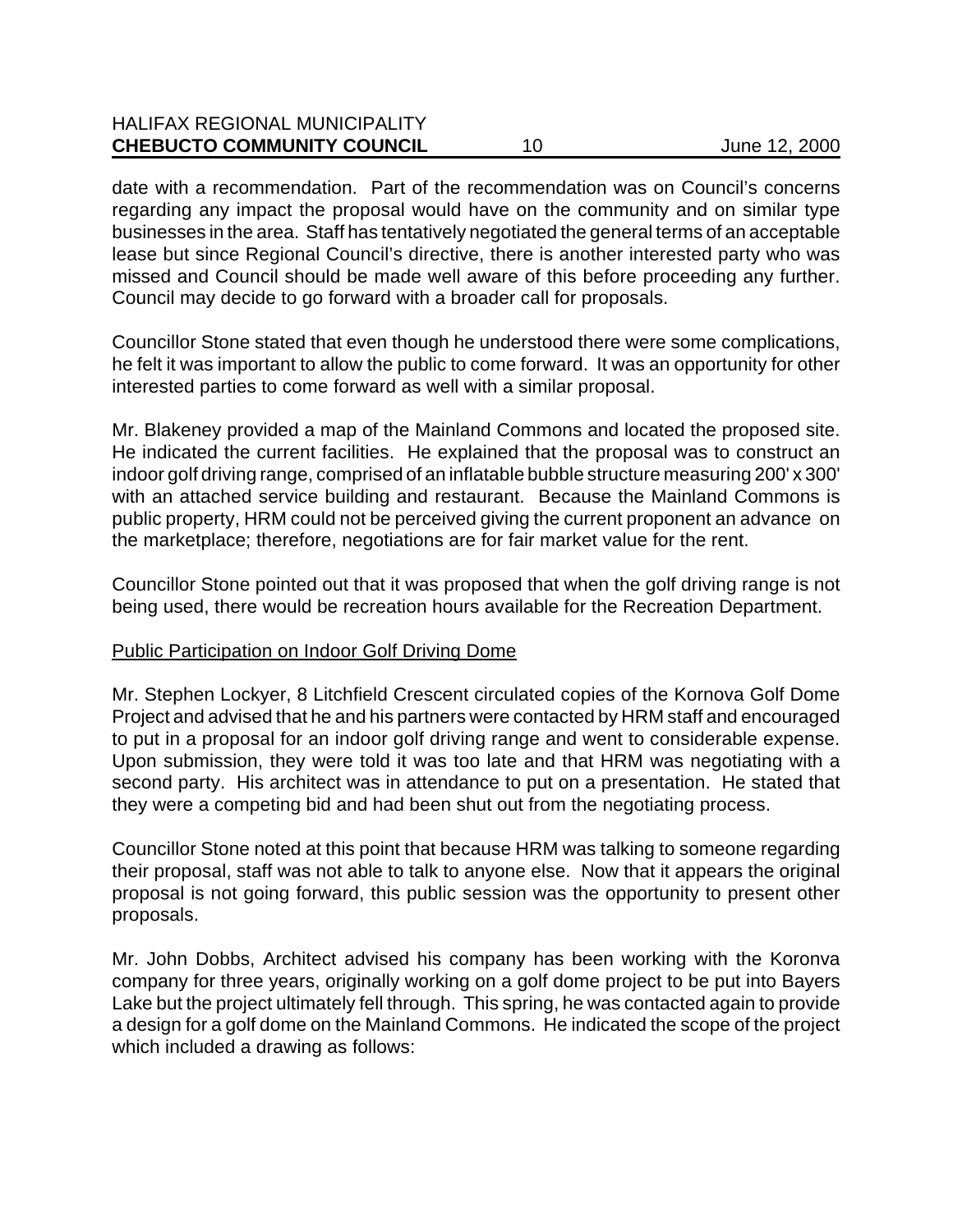date with a recommendation. Part of the recommendation was on Council's concerns regarding any impact the proposal would have on the community and on similar type businesses in the area. Staff has tentatively negotiated the general terms of an acceptable lease but since Regional Council's directive, there is another interested party who was missed and Council should be made well aware of this before proceeding any further. Council may decide to go forward with a broader call for proposals.

Councillor Stone stated that even though he understood there were some complications, he felt it was important to allow the public to come forward. It was an opportunity for other interested parties to come forward as well with a similar proposal.

Mr. Blakeney provided a map of the Mainland Commons and located the proposed site. He indicated the current facilities. He explained that the proposal was to construct an indoor golf driving range, comprised of an inflatable bubble structure measuring 200' x 300' with an attached service building and restaurant. Because the Mainland Commons is public property, HRM could not be perceived giving the current proponent an advance on the marketplace; therefore, negotiations are for fair market value for the rent.

Councillor Stone pointed out that it was proposed that when the golf driving range is not being used, there would be recreation hours available for the Recreation Department.

<u>Public Participation on Indoor Golf Driving Dome</u>

Mr. Stephen Lockyer, 8 Litchfield Crescent circulated copies of the Kornova Golf Dome Project and advised that he and his partners were contacted by HRM staff and encouraged to put in a proposal for an indoor golf driving range and went to considerable expense. Upon submission, they were told it was too late and that HRM was negotiating with a second party. His architect was in attendance to put on a presentation. He stated that they were a competing bid and had been shut out from the negotiating process.

Councillor Stone noted at this point that because HRM was talking to someone regarding their proposal, staff was not able to talk to anyone else. Now that it appears the original proposal is not going forward, this public session was the opportunity to present other proposals.

Mr. John Dobbs, Architect advised his company has been working with the Koronva company for three years, originally working on a golf dome project to be put into Bayers Lake but the project ultimately fell through. This spring, he was contacted again to provide a design for a golf dome on the Mainland Commons. He indicated the scope of the project which included a drawing as follows: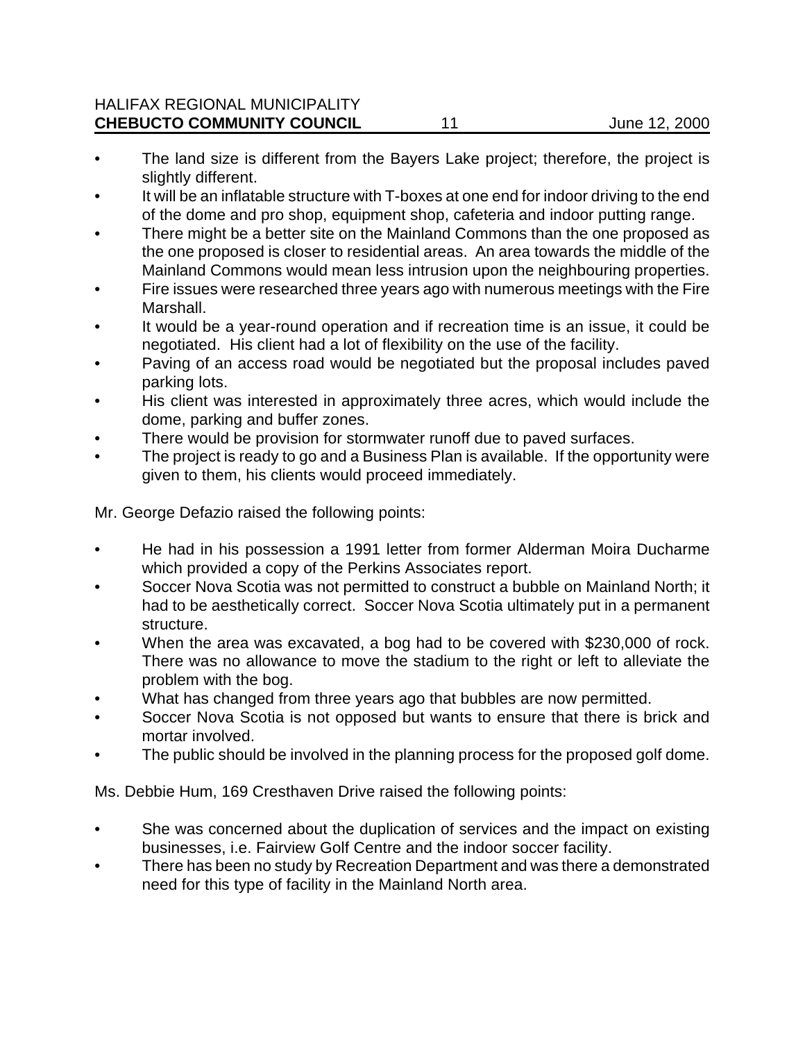- The land size is different from the Bayers Lake project; therefore, the project is slightly different.
- It will be an inflatable structure with T-boxes at one end for indoor driving to the end of the dome and pro shop, equipment shop, cafeteria and indoor putting range.
- There might be a better site on the Mainland Commons than the one proposed as the one proposed is closer to residential areas. An area towards the middle of the Mainland Commons would mean less intrusion upon the neighbouring properties.
- Fire issues were researched three years ago with numerous meetings with the Fire Marshall.
- It would be a year-round operation and if recreation time is an issue, it could be negotiated. His client had a lot of flexibility on the use of the facility.
- Paving of an access road would be negotiated but the proposal includes paved parking lots.
- His client was interested in approximately three acres, which would include the dome, parking and buffer zones.
- There would be provision for stormwater runoff due to paved surfaces.
- The project is ready to go and a Business Plan is available. If the opportunity were given to them, his clients would proceed immediately.

Mr. George Defazio raised the following points:

- He had in his possession a 1991 letter from former Alderman Moira Ducharme which provided a copy of the Perkins Associates report.
- Soccer Nova Scotia was not permitted to construct a bubble on Mainland North; it had to be aesthetically correct. Soccer Nova Scotia ultimately put in a permanent structure.
- When the area was excavated, a bog had to be covered with $230,000 of rock. There was no allowance to move the stadium to the right or left to alleviate the problem with the bog.
- What has changed from three years ago that bubbles are now permitted.
- Soccer Nova Scotia is not opposed but wants to ensure that there is brick and mortar involved.
- The public should be involved in the planning process for the proposed golf dome.

Ms. Debbie Hum, 169 Cresthaven Drive raised the following points:

- She was concerned about the duplication of services and the impact on existing businesses, i.e. Fairview Golf Centre and the indoor soccer facility.
- There has been no study by Recreation Department and was there a demonstrated need for this type of facility in the Mainland North area.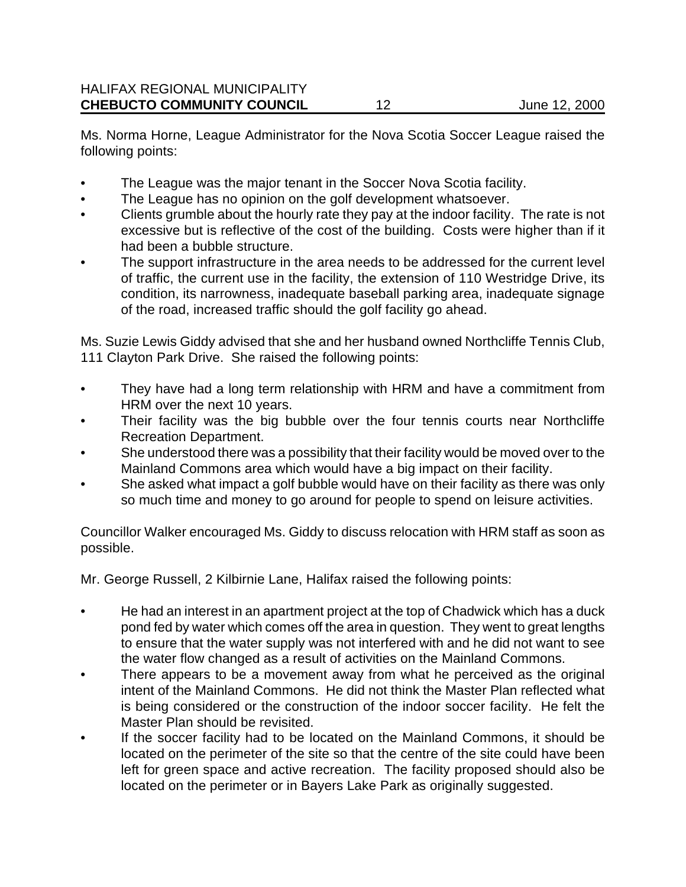Ms. Norma Horne, League Administrator for the Nova Scotia Soccer League raised the following points:

- The League was the major tenant in the Soccer Nova Scotia facility.
- The League has no opinion on the golf development whatsoever.
- Clients grumble about the hourly rate they pay at the indoor facility. The rate is not excessive but is reflective of the cost of the building. Costs were higher than if it had been a bubble structure.
- The support infrastructure in the area needs to be addressed for the current level of traffic, the current use in the facility, the extension of 110 Westridge Drive, its condition, its narrowness, inadequate baseball parking area, inadequate signage of the road, increased traffic should the golf facility go ahead.

Ms. Suzie Lewis Giddy advised that she and her husband owned Northcliffe Tennis Club, 111 Clayton Park Drive. She raised the following points:

- They have had a long term relationship with HRM and have a commitment from HRM over the next 10 years.
- Their facility was the big bubble over the four tennis courts near Northcliffe Recreation Department.
- She understood there was a possibility that their facility would be moved over to the Mainland Commons area which would have a big impact on their facility.
- She asked what impact a golf bubble would have on their facility as there was only so much time and money to go around for people to spend on leisure activities.

Councillor Walker encouraged Ms. Giddy to discuss relocation with HRM staff as soon as possible.

Mr. George Russell, 2 Kilbirnie Lane, Halifax raised the following points:

- He had an interest in an apartment project at the top of Chadwick which has a duck pond fed by water which comes off the area in question. They went to great lengths to ensure that the water supply was not interfered with and he did not want to see the water flow changed as a result of activities on the Mainland Commons.
- There appears to be a movement away from what he perceived as the original intent of the Mainland Commons. He did not think the Master Plan reflected what is being considered or the construction of the indoor soccer facility. He felt the Master Plan should be revisited.
- If the soccer facility had to be located on the Mainland Commons, it should be located on the perimeter of the site so that the centre of the site could have been left for green space and active recreation. The facility proposed should also be located on the perimeter or in Bayers Lake Park as originally suggested.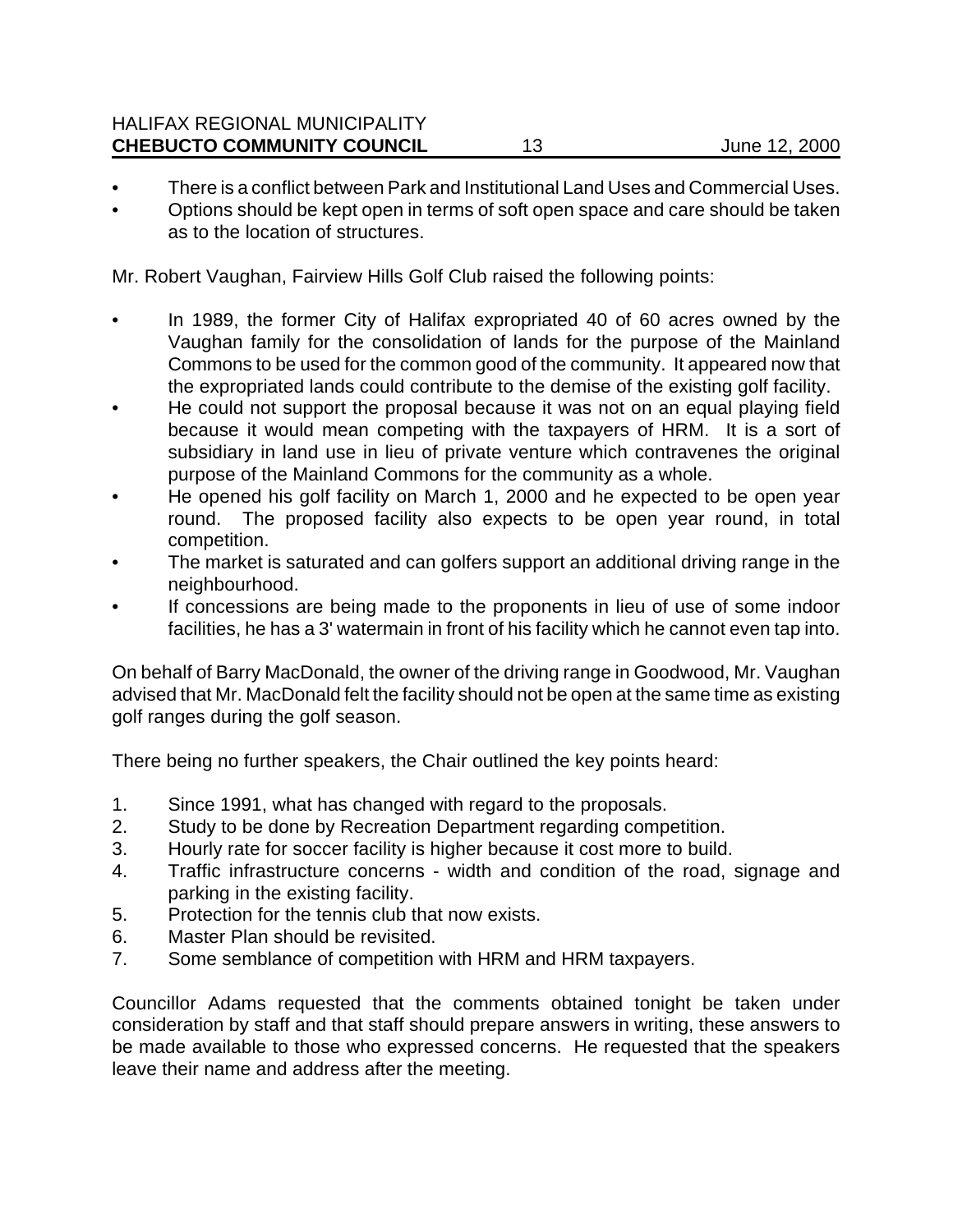- There is a conflict between Park and Institutional Land Uses and Commercial Uses.
- Options should be kept open in terms of soft open space and care should be taken as to the location of structures.

Mr. Robert Vaughan, Fairview Hills Golf Club raised the following points:

- In 1989, the former City of Halifax expropriated 40 of 60 acres owned by the Vaughan family for the consolidation of lands for the purpose of the Mainland Commons to be used for the common good of the community. It appeared now that the expropriated lands could contribute to the demise of the existing golf facility.
- He could not support the proposal because it was not on an equal playing field because it would mean competing with the taxpayers of HRM. It is a sort of subsidiary in land use in lieu of private venture which contravenes the original purpose of the Mainland Commons for the community as a whole.
- He opened his golf facility on March 1, 2000 and he expected to be open year round. The proposed facility also expects to be open year round, in total competition.
- The market is saturated and can golfers support an additional driving range in the neighbourhood.
- If concessions are being made to the proponents in lieu of use of some indoor facilities, he has a 3' watermain in front of his facility which he cannot even tap into.

On behalf of Barry MacDonald, the owner of the driving range in Goodwood, Mr. Vaughan advised that Mr. MacDonald felt the facility should not be open at the same time as existing golf ranges during the golf season.

There being no further speakers, the Chair outlined the key points heard:

1. Since 1991, what has changed with regard to the proposals.
2. Study to be done by Recreation Department regarding competition.
3. Hourly rate for soccer facility is higher because it cost more to build.
4. Traffic infrastructure concerns - width and condition of the road, signage and parking in the existing facility.
5. Protection for the tennis club that now exists.
6. Master Plan should be revisited.
7. Some semblance of competition with HRM and HRM taxpayers.

Councillor Adams requested that the comments obtained tonight be taken under consideration by staff and that staff should prepare answers in writing, these answers to be made available to those who expressed concerns. He requested that the speakers leave their name and address after the meeting.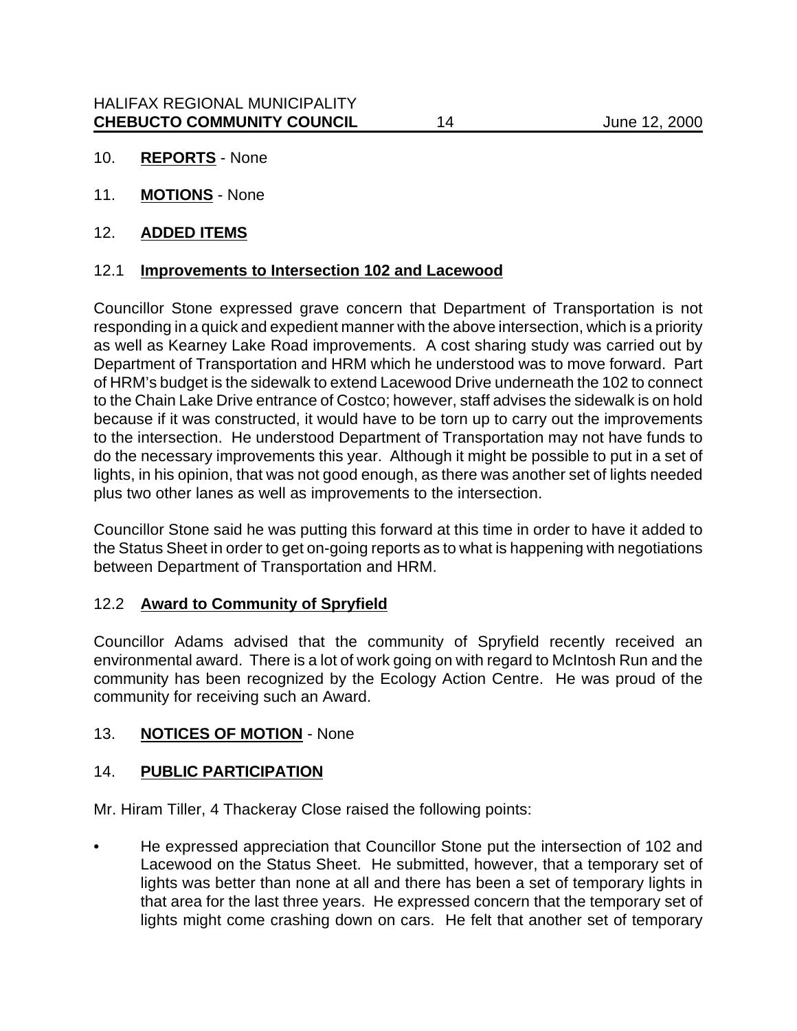10. **REPORTS** - None

11. **MOTIONS** - None

12. **ADDED ITEMS**

12.1 **Improvements to Intersection 102 and Lacewood**

Councillor Stone expressed grave concern that Department of Transportation is not responding in a quick and expedient manner with the above intersection, which is a priority as well as Kearney Lake Road improvements. A cost sharing study was carried out by Department of Transportation and HRM which he understood was to move forward. Part of HRM's budget is the sidewalk to extend Lacewood Drive underneath the 102 to connect to the Chain Lake Drive entrance of Costco; however, staff advises the sidewalk is on hold because if it was constructed, it would have to be torn up to carry out the improvements to the intersection. He understood Department of Transportation may not have funds to do the necessary improvements this year. Although it might be possible to put in a set of lights, in his opinion, that was not good enough, as there was another set of lights needed plus two other lanes as well as improvements to the intersection.

Councillor Stone said he was putting this forward at this time in order to have it added to the Status Sheet in order to get on-going reports as to what is happening with negotiations between Department of Transportation and HRM.

12.2 **Award to Community of Spryfield**

Councillor Adams advised that the community of Spryfield recently received an environmental award. There is a lot of work going on with regard to McIntosh Run and the community has been recognized by the Ecology Action Centre. He was proud of the community for receiving such an Award.

13. **NOTICES OF MOTION** - None

14. **PUBLIC PARTICIPATION**

Mr. Hiram Tiller, 4 Thackeray Close raised the following points:

- He expressed appreciation that Councillor Stone put the intersection of 102 and Lacewood on the Status Sheet. He submitted, however, that a temporary set of lights was better than none at all and there has been a set of temporary lights in that area for the last three years. He expressed concern that the temporary set of lights might come crashing down on cars. He felt that another set of temporary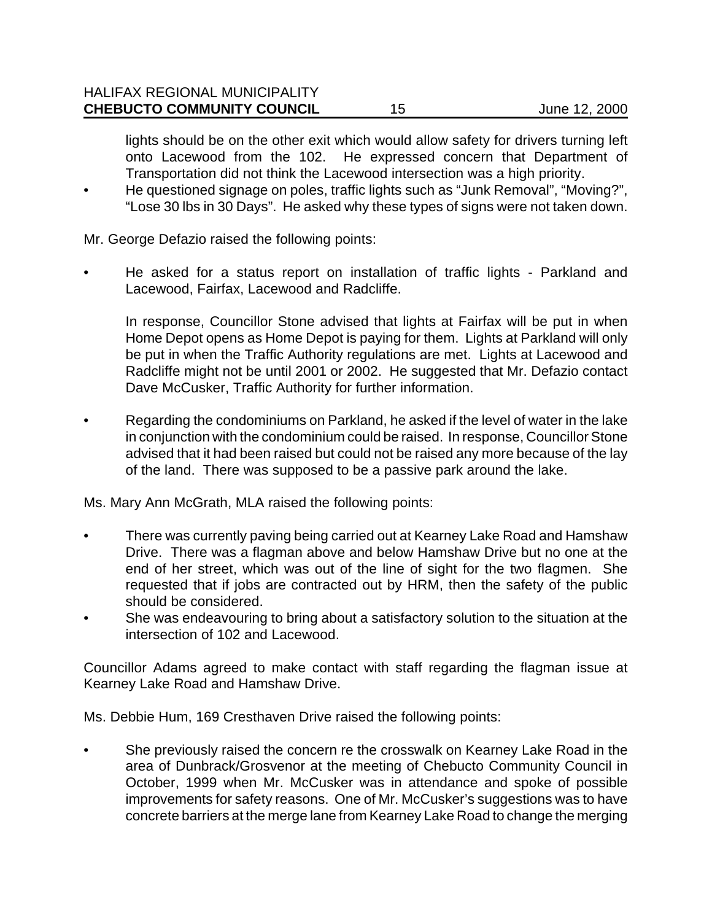lights should be on the other exit which would allow safety for drivers turning left onto Lacewood from the 102. He expressed concern that Department of Transportation did not think the Lacewood intersection was a high priority.

- He questioned signage on poles, traffic lights such as "Junk Removal", "Moving?", "Lose 30 lbs in 30 Days". He asked why these types of signs were not taken down.

Mr. George Defazio raised the following points:

- He asked for a status report on installation of traffic lights - Parkland and Lacewood, Fairfax, Lacewood and Radcliffe.

  In response, Councillor Stone advised that lights at Fairfax will be put in when Home Depot opens as Home Depot is paying for them. Lights at Parkland will only be put in when the Traffic Authority regulations are met. Lights at Lacewood and Radcliffe might not be until 2001 or 2002. He suggested that Mr. Defazio contact Dave McCusker, Traffic Authority for further information.

- Regarding the condominiums on Parkland, he asked if the level of water in the lake in conjunction with the condominium could be raised. In response, Councillor Stone advised that it had been raised but could not be raised any more because of the lay of the land. There was supposed to be a passive park around the lake.

Ms. Mary Ann McGrath, MLA raised the following points:

- There was currently paving being carried out at Kearney Lake Road and Hamshaw Drive. There was a flagman above and below Hamshaw Drive but no one at the end of her street, which was out of the line of sight for the two flagmen. She requested that if jobs are contracted out by HRM, then the safety of the public should be considered.
- She was endeavouring to bring about a satisfactory solution to the situation at the intersection of 102 and Lacewood.

Councillor Adams agreed to make contact with staff regarding the flagman issue at Kearney Lake Road and Hamshaw Drive.

Ms. Debbie Hum, 169 Cresthaven Drive raised the following points:

- She previously raised the concern re the crosswalk on Kearney Lake Road in the area of Dunbrack/Grosvenor at the meeting of Chebucto Community Council in October, 1999 when Mr. McCusker was in attendance and spoke of possible improvements for safety reasons. One of Mr. McCusker's suggestions was to have concrete barriers at the merge lane from Kearney Lake Road to change the merging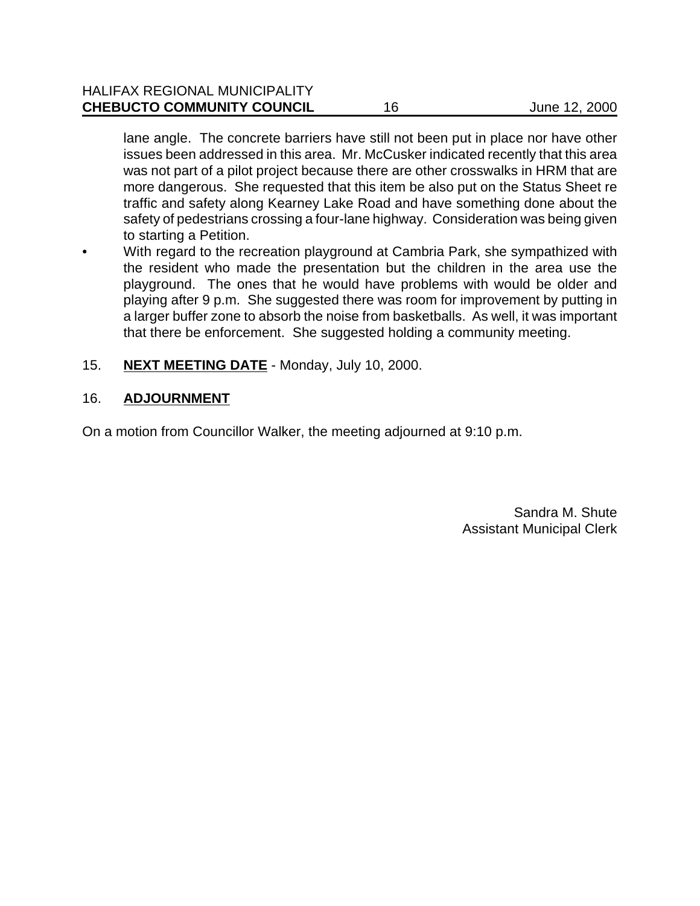lane angle. The concrete barriers have still not been put in place nor have other issues been addressed in this area. Mr. McCusker indicated recently that this area was not part of a pilot project because there are other crosswalks in HRM that are more dangerous. She requested that this item be also put on the Status Sheet re traffic and safety along Kearney Lake Road and have something done about the safety of pedestrians crossing a four-lane highway. Consideration was being given to starting a Petition.

- With regard to the recreation playground at Cambria Park, she sympathized with the resident who made the presentation but the children in the area use the playground. The ones that he would have problems with would be older and playing after 9 p.m. She suggested there was room for improvement by putting in a larger buffer zone to absorb the noise from basketballs. As well, it was important that there be enforcement. She suggested holding a community meeting.

15. **NEXT MEETING DATE** - Monday, July 10, 2000.

16. **ADJOURNMENT**

On a motion from Councillor Walker, the meeting adjourned at 9:10 p.m.

Sandra M. Shute
Assistant Municipal Clerk